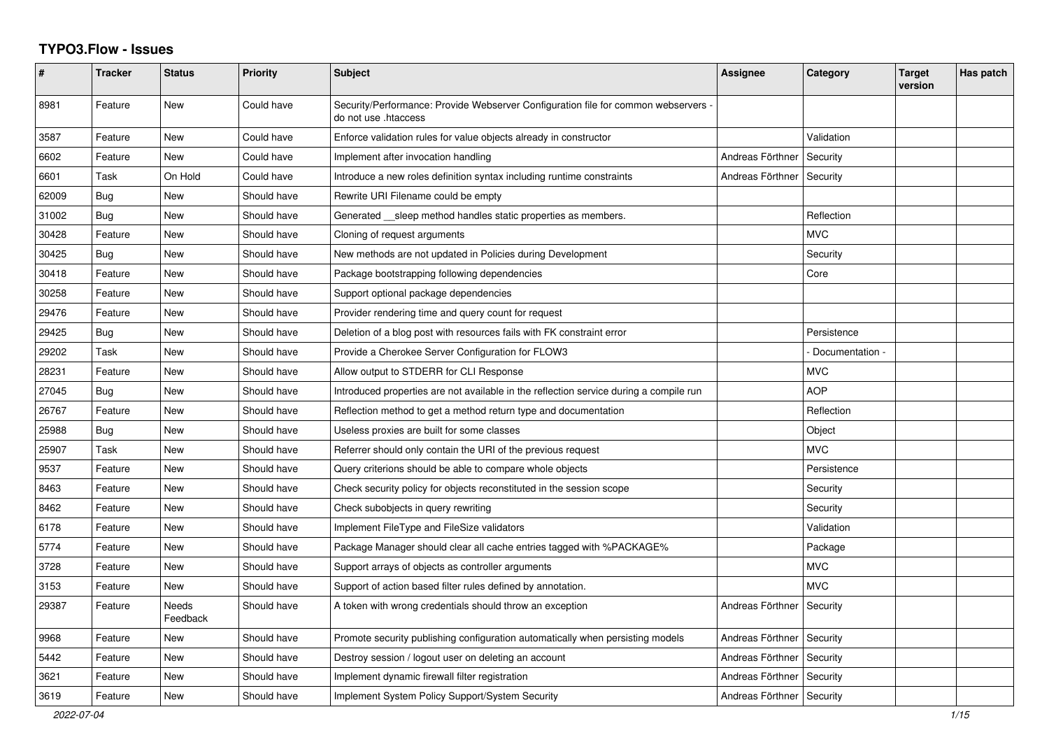# TYPO3.Flow - Issues

| # | Tracker | Status | Priority | Subject | Assignee | Category | Target version | Has patch |
|---|---|---|---|---|---|---|---|---|
| 8981 | Feature | New | Could have | Security/Performance: Provide Webserver Configuration file for common webservers - do not use .htaccess | | | | |
| 3587 | Feature | New | Could have | Enforce validation rules for value objects already in constructor | | Validation | | |
| 6602 | Feature | New | Could have | Implement after invocation handling | Andreas Förthner | Security | | |
| 6601 | Task | On Hold | Could have | Introduce a new roles definition syntax including runtime constraints | Andreas Förthner | Security | | |
| 62009 | Bug | New | Should have | Rewrite URI Filename could be empty | | | | |
| 31002 | Bug | New | Should have | Generated __sleep method handles static properties as members. | | Reflection | | |
| 30428 | Feature | New | Should have | Cloning of request arguments | | MVC | | |
| 30425 | Bug | New | Should have | New methods are not updated in Policies during Development | | Security | | |
| 30418 | Feature | New | Should have | Package bootstrapping following dependencies | | Core | | |
| 30258 | Feature | New | Should have | Support optional package dependencies | | | | |
| 29476 | Feature | New | Should have | Provider rendering time and query count for request | | | | |
| 29425 | Bug | New | Should have | Deletion of a blog post with resources fails with FK constraint error | | Persistence | | |
| 29202 | Task | New | Should have | Provide a Cherokee Server Configuration for FLOW3 | | - Documentation - | | |
| 28231 | Feature | New | Should have | Allow output to STDERR for CLI Response | | MVC | | |
| 27045 | Bug | New | Should have | Introduced properties are not available in the reflection service during a compile run | | AOP | | |
| 26767 | Feature | New | Should have | Reflection method to get a method return type and documentation | | Reflection | | |
| 25988 | Bug | New | Should have | Useless proxies are built for some classes | | Object | | |
| 25907 | Task | New | Should have | Referrer should only contain the URI of the previous request | | MVC | | |
| 9537 | Feature | New | Should have | Query criterions should be able to compare whole objects | | Persistence | | |
| 8463 | Feature | New | Should have | Check security policy for objects reconstituted in the session scope | | Security | | |
| 8462 | Feature | New | Should have | Check subobjects in query rewriting | | Security | | |
| 6178 | Feature | New | Should have | Implement FileType and FileSize validators | | Validation | | |
| 5774 | Feature | New | Should have | Package Manager should clear all cache entries tagged with %PACKAGE% | | Package | | |
| 3728 | Feature | New | Should have | Support arrays of objects as controller arguments | | MVC | | |
| 3153 | Feature | New | Should have | Support of action based filter rules defined by annotation. | | MVC | | |
| 29387 | Feature | Needs Feedback | Should have | A token with wrong credentials should throw an exception | Andreas Förthner | Security | | |
| 9968 | Feature | New | Should have | Promote security publishing configuration automatically when persisting models | Andreas Förthner | Security | | |
| 5442 | Feature | New | Should have | Destroy session / logout user on deleting an account | Andreas Förthner | Security | | |
| 3621 | Feature | New | Should have | Implement dynamic firewall filter registration | Andreas Förthner | Security | | |
| 3619 | Feature | New | Should have | Implement System Policy Support/System Security | Andreas Förthner | Security | | |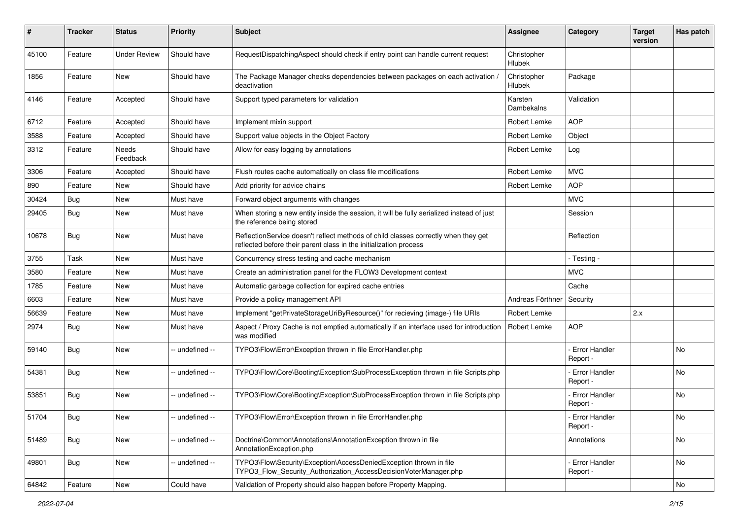| # | Tracker | Status | Priority | Subject | Assignee | Category | Target version | Has patch |
|---|---|---|---|---|---|---|---|---|
| 45100 | Feature | Under Review | Should have | RequestDispatchingAspect should check if entry point can handle current request | Christopher Hlubek | | | |
| 1856 | Feature | New | Should have | The Package Manager checks dependencies between packages on each activation / deactivation | Christopher Hlubek | Package | | |
| 4146 | Feature | Accepted | Should have | Support typed parameters for validation | Karsten Dambekalns | Validation | | |
| 6712 | Feature | Accepted | Should have | Implement mixin support | Robert Lemke | AOP | | |
| 3588 | Feature | Accepted | Should have | Support value objects in the Object Factory | Robert Lemke | Object | | |
| 3312 | Feature | Needs Feedback | Should have | Allow for easy logging by annotations | Robert Lemke | Log | | |
| 3306 | Feature | Accepted | Should have | Flush routes cache automatically on class file modifications | Robert Lemke | MVC | | |
| 890 | Feature | New | Should have | Add priority for advice chains | Robert Lemke | AOP | | |
| 30424 | Bug | New | Must have | Forward object arguments with changes | | MVC | | |
| 29405 | Bug | New | Must have | When storing a new entity inside the session, it will be fully serialized instead of just the reference being stored | | Session | | |
| 10678 | Bug | New | Must have | ReflectionService doesn't reflect methods of child classes correctly when they get reflected before their parent class in the initialization process | | Reflection | | |
| 3755 | Task | New | Must have | Concurrency stress testing and cache mechanism | | - Testing - | | |
| 3580 | Feature | New | Must have | Create an administration panel for the FLOW3 Development context | | MVC | | |
| 1785 | Feature | New | Must have | Automatic garbage collection for expired cache entries | | Cache | | |
| 6603 | Feature | New | Must have | Provide a policy management API | Andreas Förthner | Security | | |
| 56639 | Feature | New | Must have | Implement "getPrivateStorageUriByResource()" for recieving (image-) file URIs | Robert Lemke | | 2.x | |
| 2974 | Bug | New | Must have | Aspect / Proxy Cache is not emptied automatically if an interface used for introduction was modified | Robert Lemke | AOP | | |
| 59140 | Bug | New | -- undefined -- | TYPO3\Flow\Error\Exception thrown in file ErrorHandler.php | | - Error Handler Report - | | No |
| 54381 | Bug | New | -- undefined -- | TYPO3\Flow\Core\Booting\Exception\SubProcessException thrown in file Scripts.php | | - Error Handler Report - | | No |
| 53851 | Bug | New | -- undefined -- | TYPO3\Flow\Core\Booting\Exception\SubProcessException thrown in file Scripts.php | | - Error Handler Report - | | No |
| 51704 | Bug | New | -- undefined -- | TYPO3\Flow\Error\Exception thrown in file ErrorHandler.php | | - Error Handler Report - | | No |
| 51489 | Bug | New | -- undefined -- | Doctrine\Common\Annotations\AnnotationException thrown in file AnnotationException.php | | Annotations | | No |
| 49801 | Bug | New | -- undefined -- | TYPO3\Flow\Security\Exception\AccessDeniedException thrown in file TYPO3_Flow_Security_Authorization_AccessDecisionVoterManager.php | | - Error Handler Report - | | No |
| 64842 | Feature | New | Could have | Validation of Property should also happen before Property Mapping. | | | | No |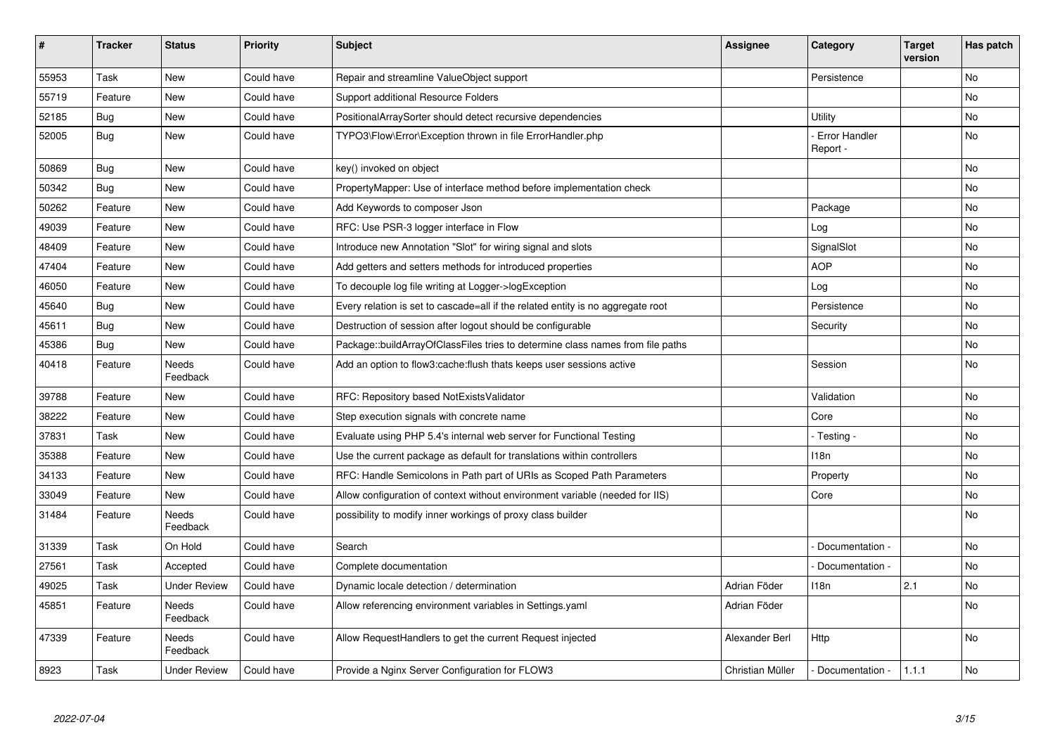| # | Tracker | Status | Priority | Subject | Assignee | Category | Target version | Has patch |
|---|---|---|---|---|---|---|---|---|
| 55953 | Task | New | Could have | Repair and streamline ValueObject support | | Persistence | | No |
| 55719 | Feature | New | Could have | Support additional Resource Folders | | | | No |
| 52185 | Bug | New | Could have | PositionalArraySorter should detect recursive dependencies | | Utility | | No |
| 52005 | Bug | New | Could have | TYPO3\Flow\Error\Exception thrown in file ErrorHandler.php | | - Error Handler Report - | | No |
| 50869 | Bug | New | Could have | key() invoked on object | | | | No |
| 50342 | Bug | New | Could have | PropertyMapper: Use of interface method before implementation check | | | | No |
| 50262 | Feature | New | Could have | Add Keywords to composer Json | | Package | | No |
| 49039 | Feature | New | Could have | RFC: Use PSR-3 logger interface in Flow | | Log | | No |
| 48409 | Feature | New | Could have | Introduce new Annotation "Slot" for wiring signal and slots | | SignalSlot | | No |
| 47404 | Feature | New | Could have | Add getters and setters methods for introduced properties | | AOP | | No |
| 46050 | Feature | New | Could have | To decouple log file writing at Logger->logException | | Log | | No |
| 45640 | Bug | New | Could have | Every relation is set to cascade=all if the related entity is no aggregate root | | Persistence | | No |
| 45611 | Bug | New | Could have | Destruction of session after logout should be configurable | | Security | | No |
| 45386 | Bug | New | Could have | Package::buildArrayOfClassFiles tries to determine class names from file paths | | | | No |
| 40418 | Feature | Needs Feedback | Could have | Add an option to flow3:cache:flush thats keeps user sessions active | | Session | | No |
| 39788 | Feature | New | Could have | RFC: Repository based NotExistsValidator | | Validation | | No |
| 38222 | Feature | New | Could have | Step execution signals with concrete name | | Core | | No |
| 37831 | Task | New | Could have | Evaluate using PHP 5.4's internal web server for Functional Testing | | - Testing - | | No |
| 35388 | Feature | New | Could have | Use the current package as default for translations within controllers | | I18n | | No |
| 34133 | Feature | New | Could have | RFC: Handle Semicolons in Path part of URIs as Scoped Path Parameters | | Property | | No |
| 33049 | Feature | New | Could have | Allow configuration of context without environment variable (needed for IIS) | | Core | | No |
| 31484 | Feature | Needs Feedback | Could have | possibility to modify inner workings of proxy class builder | | | | No |
| 31339 | Task | On Hold | Could have | Search | | - Documentation - | | No |
| 27561 | Task | Accepted | Could have | Complete documentation | | - Documentation - | | No |
| 49025 | Task | Under Review | Could have | Dynamic locale detection / determination | Adrian Föder | I18n | 2.1 | No |
| 45851 | Feature | Needs Feedback | Could have | Allow referencing environment variables in Settings.yaml | Adrian Föder | | | No |
| 47339 | Feature | Needs Feedback | Could have | Allow RequestHandlers to get the current Request injected | Alexander Berl | Http | | No |
| 8923 | Task | Under Review | Could have | Provide a Nginx Server Configuration for FLOW3 | Christian Müller | - Documentation - | 1.1.1 | No |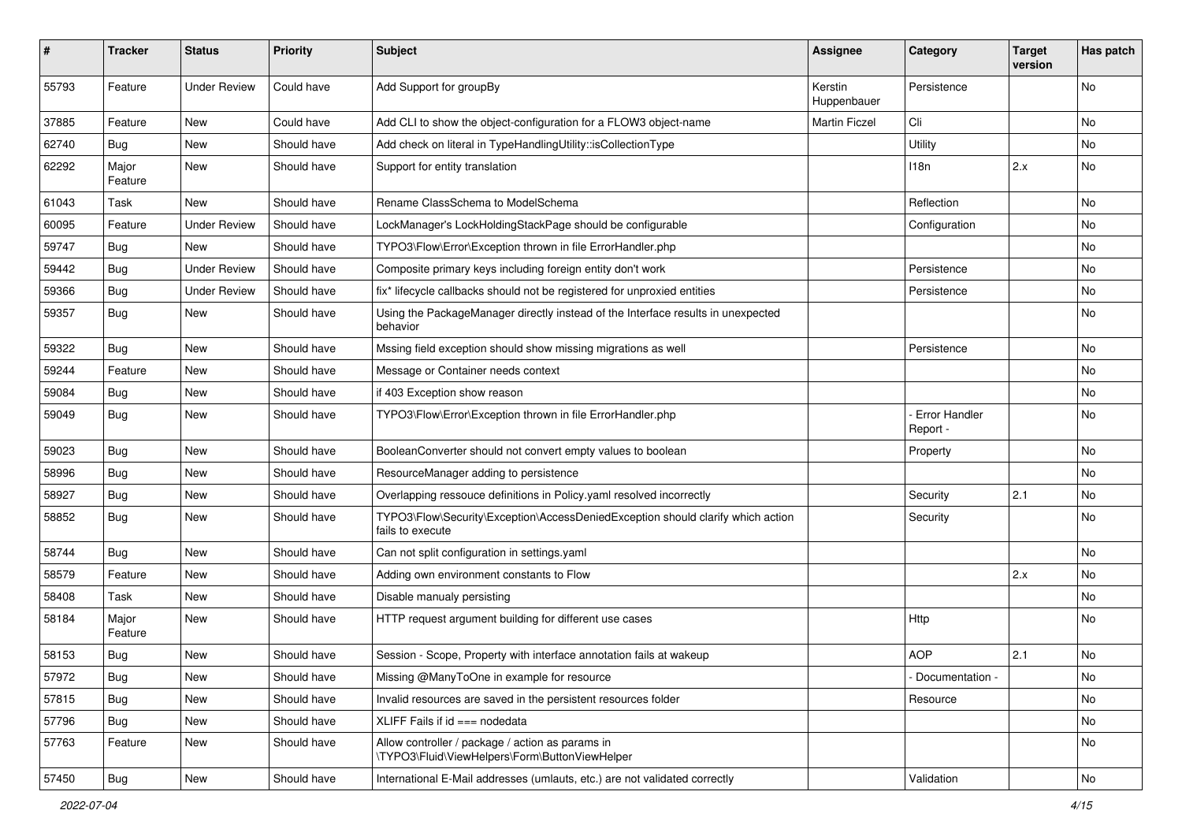| # | Tracker | Status | Priority | Subject | Assignee | Category | Target version | Has patch |
|---|---|---|---|---|---|---|---|---|
| 55793 | Feature | Under Review | Could have | Add Support for groupBy | Kerstin Huppenbauer | Persistence | | No |
| 37885 | Feature | New | Could have | Add CLI to show the object-configuration for a FLOW3 object-name | Martin Ficzel | Cli | | No |
| 62740 | Bug | New | Should have | Add check on literal in TypeHandlingUtility::isCollectionType | | Utility | | No |
| 62292 | Major Feature | New | Should have | Support for entity translation | | I18n | 2.x | No |
| 61043 | Task | New | Should have | Rename ClassSchema to ModelSchema | | Reflection | | No |
| 60095 | Feature | Under Review | Should have | LockManager's LockHoldingStackPage should be configurable | | Configuration | | No |
| 59747 | Bug | New | Should have | TYPO3\Flow\Error\Exception thrown in file ErrorHandler.php | | | | No |
| 59442 | Bug | Under Review | Should have | Composite primary keys including foreign entity don't work | | Persistence | | No |
| 59366 | Bug | Under Review | Should have | fix* lifecycle callbacks should not be registered for unproxied entities | | Persistence | | No |
| 59357 | Bug | New | Should have | Using the PackageManager directly instead of the Interface results in unexpected behavior | | | | No |
| 59322 | Bug | New | Should have | Mssing field exception should show missing migrations as well | | Persistence | | No |
| 59244 | Feature | New | Should have | Message or Container needs context | | | | No |
| 59084 | Bug | New | Should have | if 403 Exception show reason | | | | No |
| 59049 | Bug | New | Should have | TYPO3\Flow\Error\Exception thrown in file ErrorHandler.php | | - Error Handler Report - | | No |
| 59023 | Bug | New | Should have | BooleanConverter should not convert empty values to boolean | | Property | | No |
| 58996 | Bug | New | Should have | ResourceManager adding to persistence | | | | No |
| 58927 | Bug | New | Should have | Overlapping ressouce definitions in Policy.yaml resolved incorrectly | | Security | 2.1 | No |
| 58852 | Bug | New | Should have | TYPO3\Flow\Security\Exception\AccessDeniedException should clarify which action fails to execute | | Security | | No |
| 58744 | Bug | New | Should have | Can not split configuration in settings.yaml | | | | No |
| 58579 | Feature | New | Should have | Adding own environment constants to Flow | | | 2.x | No |
| 58408 | Task | New | Should have | Disable manualy persisting | | | | No |
| 58184 | Major Feature | New | Should have | HTTP request argument building for different use cases | | Http | | No |
| 58153 | Bug | New | Should have | Session - Scope, Property with interface annotation fails at wakeup | | AOP | 2.1 | No |
| 57972 | Bug | New | Should have | Missing @ManyToOne in example for resource | | - Documentation - | | No |
| 57815 | Bug | New | Should have | Invalid resources are saved in the persistent resources folder | | Resource | | No |
| 57796 | Bug | New | Should have | XLIFF Fails if id === nodedata | | | | No |
| 57763 | Feature | New | Should have | Allow controller / package / action as params in \TYPO3\Fluid\ViewHelpers\Form\ButtonViewHelper | | | | No |
| 57450 | Bug | New | Should have | International E-Mail addresses (umlauts, etc.) are not validated correctly | | Validation | | No |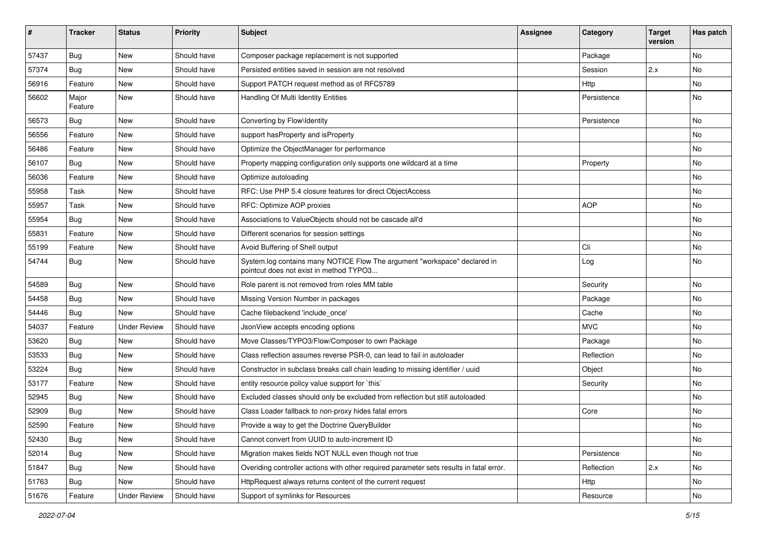| # | Tracker | Status | Priority | Subject | Assignee | Category | Target version | Has patch |
|---|---|---|---|---|---|---|---|---|
| 57437 | Bug | New | Should have | Composer package replacement is not supported | | Package | | No |
| 57374 | Bug | New | Should have | Persisted entities saved in session are not resolved | | Session | 2.x | No |
| 56916 | Feature | New | Should have | Support PATCH request method as of RFC5789 | | Http | | No |
| 56602 | Major Feature | New | Should have | Handling Of Multi Identity Entities | | Persistence | | No |
| 56573 | Bug | New | Should have | Converting by Flow\Identity | | Persistence | | No |
| 56556 | Feature | New | Should have | support hasProperty and isProperty | | | | No |
| 56486 | Feature | New | Should have | Optimize the ObjectManager for performance | | | | No |
| 56107 | Bug | New | Should have | Property mapping configuration only supports one wildcard at a time | | Property | | No |
| 56036 | Feature | New | Should have | Optimize autoloading | | | | No |
| 55958 | Task | New | Should have | RFC: Use PHP 5.4 closure features for direct ObjectAccess | | | | No |
| 55957 | Task | New | Should have | RFC: Optimize AOP proxies | | AOP | | No |
| 55954 | Bug | New | Should have | Associations to ValueObjects should not be cascade all'd | | | | No |
| 55831 | Feature | New | Should have | Different scenarios for session settings | | | | No |
| 55199 | Feature | New | Should have | Avoid Buffering of Shell output | | Cli | | No |
| 54744 | Bug | New | Should have | System.log contains many NOTICE Flow The argument "workspace" declared in pointcut does not exist in method TYPO3... | | Log | | No |
| 54589 | Bug | New | Should have | Role parent is not removed from roles MM table | | Security | | No |
| 54458 | Bug | New | Should have | Missing Version Number in packages | | Package | | No |
| 54446 | Bug | New | Should have | Cache filebackend 'include_once' | | Cache | | No |
| 54037 | Feature | Under Review | Should have | JsonView accepts encoding options | | MVC | | No |
| 53620 | Bug | New | Should have | Move Classes/TYPO3/Flow/Composer to own Package | | Package | | No |
| 53533 | Bug | New | Should have | Class reflection assumes reverse PSR-0, can lead to fail in autoloader | | Reflection | | No |
| 53224 | Bug | New | Should have | Constructor in subclass breaks call chain leading to missing identifier / uuid | | Object | | No |
| 53177 | Feature | New | Should have | entity resource policy value support for `this` | | Security | | No |
| 52945 | Bug | New | Should have | Excluded classes should only be excluded from reflection but still autoloaded | | | | No |
| 52909 | Bug | New | Should have | Class Loader fallback to non-proxy hides fatal errors | | Core | | No |
| 52590 | Feature | New | Should have | Provide a way to get the Doctrine QueryBuilder | | | | No |
| 52430 | Bug | New | Should have | Cannot convert from UUID to auto-increment ID | | | | No |
| 52014 | Bug | New | Should have | Migration makes fields NOT NULL even though not true | | Persistence | | No |
| 51847 | Bug | New | Should have | Overiding controller actions with other required parameter sets results in fatal error. | | Reflection | 2.x | No |
| 51763 | Bug | New | Should have | HttpRequest always returns content of the current request | | Http | | No |
| 51676 | Feature | Under Review | Should have | Support of symlinks for Resources | | Resource | | No |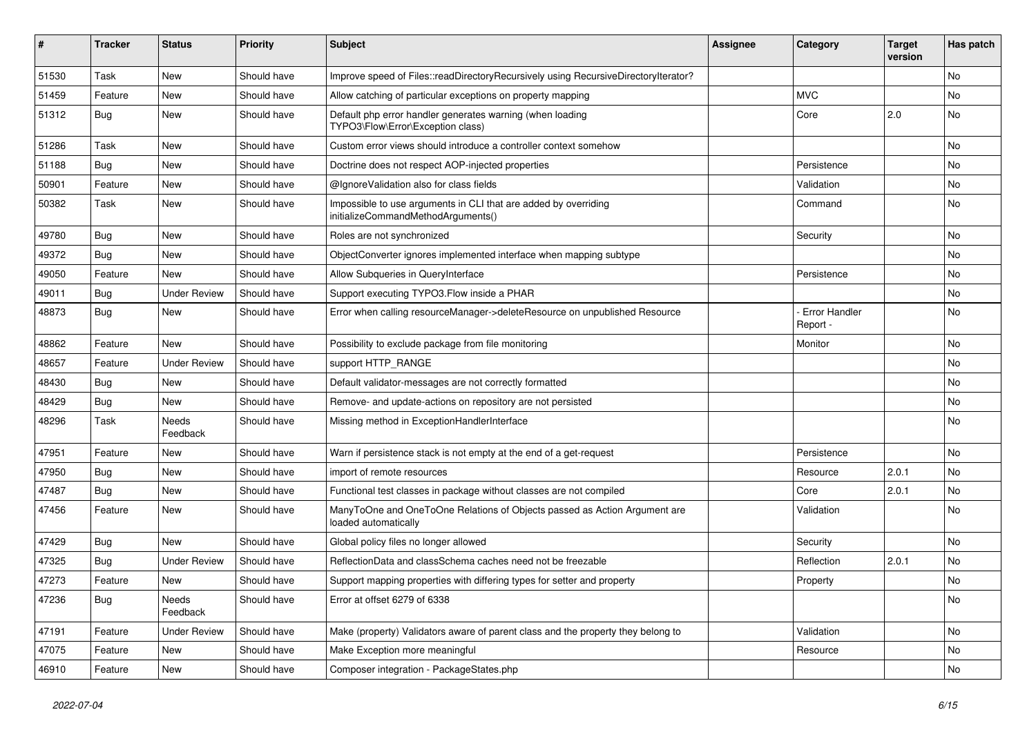| # | Tracker | Status | Priority | Subject | Assignee | Category | Target version | Has patch |
|---|---|---|---|---|---|---|---|---|
| 51530 | Task | New | Should have | Improve speed of Files::readDirectoryRecursively using RecursiveDirectoryIterator? | | | | No |
| 51459 | Feature | New | Should have | Allow catching of particular exceptions on property mapping | | MVC | | No |
| 51312 | Bug | New | Should have | Default php error handler generates warning (when loading TYPO3\Flow\Error\Exception class) | | Core | 2.0 | No |
| 51286 | Task | New | Should have | Custom error views should introduce a controller context somehow | | | | No |
| 51188 | Bug | New | Should have | Doctrine does not respect AOP-injected properties | | Persistence | | No |
| 50901 | Feature | New | Should have | @IgnoreValidation also for class fields | | Validation | | No |
| 50382 | Task | New | Should have | Impossible to use arguments in CLI that are added by overriding initializeCommandMethodArguments() | | Command | | No |
| 49780 | Bug | New | Should have | Roles are not synchronized | | Security | | No |
| 49372 | Bug | New | Should have | ObjectConverter ignores implemented interface when mapping subtype | | | | No |
| 49050 | Feature | New | Should have | Allow Subqueries in QueryInterface | | Persistence | | No |
| 49011 | Bug | Under Review | Should have | Support executing TYPO3.Flow inside a PHAR | | | | No |
| 48873 | Bug | New | Should have | Error when calling resourceManager->deleteResource on unpublished Resource | | - Error Handler Report - | | No |
| 48862 | Feature | New | Should have | Possibility to exclude package from file monitoring | | Monitor | | No |
| 48657 | Feature | Under Review | Should have | support HTTP_RANGE | | | | No |
| 48430 | Bug | New | Should have | Default validator-messages are not correctly formatted | | | | No |
| 48429 | Bug | New | Should have | Remove- and update-actions on repository are not persisted | | | | No |
| 48296 | Task | Needs Feedback | Should have | Missing method in ExceptionHandlerInterface | | | | No |
| 47951 | Feature | New | Should have | Warn if persistence stack is not empty at the end of a get-request | | Persistence | | No |
| 47950 | Bug | New | Should have | import of remote resources | | Resource | 2.0.1 | No |
| 47487 | Bug | New | Should have | Functional test classes in package without classes are not compiled | | Core | 2.0.1 | No |
| 47456 | Feature | New | Should have | ManyToOne and OneToOne Relations of Objects passed as Action Argument are loaded automatically | | Validation | | No |
| 47429 | Bug | New | Should have | Global policy files no longer allowed | | Security | | No |
| 47325 | Bug | Under Review | Should have | ReflectionData and classSchema caches need not be freezable | | Reflection | 2.0.1 | No |
| 47273 | Feature | New | Should have | Support mapping properties with differing types for setter and property | | Property | | No |
| 47236 | Bug | Needs Feedback | Should have | Error at offset 6279 of 6338 | | | | No |
| 47191 | Feature | Under Review | Should have | Make (property) Validators aware of parent class and the property they belong to | | Validation | | No |
| 47075 | Feature | New | Should have | Make Exception more meaningful | | Resource | | No |
| 46910 | Feature | New | Should have | Composer integration - PackageStates.php | | | | No |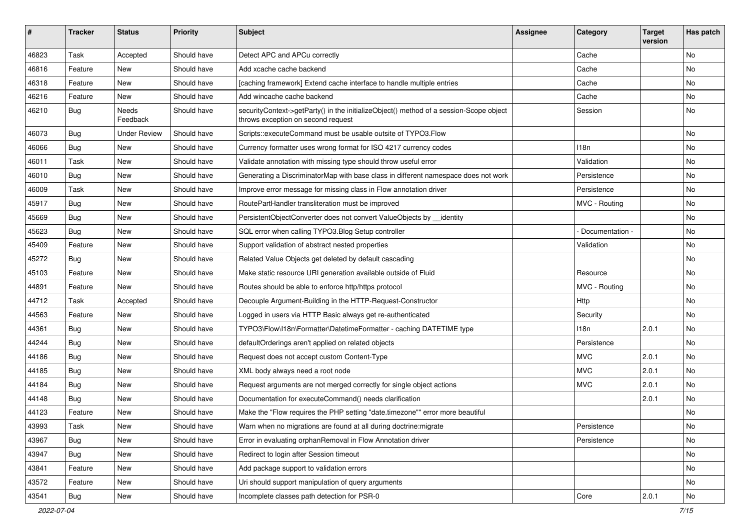| # | Tracker | Status | Priority | Subject | Assignee | Category | Target version | Has patch |
|---|---|---|---|---|---|---|---|---|
| 46823 | Task | Accepted | Should have | Detect APC and APCu correctly | | Cache | | No |
| 46816 | Feature | New | Should have | Add xcache cache backend | | Cache | | No |
| 46318 | Feature | New | Should have | [caching framework] Extend cache interface to handle multiple entries | | Cache | | No |
| 46216 | Feature | New | Should have | Add wincache cache backend | | Cache | | No |
| 46210 | Bug | Needs Feedback | Should have | securityContext->getParty() in the initializeObject() method of a session-Scope object throws exception on second request | | Session | | No |
| 46073 | Bug | Under Review | Should have | Scripts::executeCommand must be usable outsite of TYPO3.Flow | | | | No |
| 46066 | Bug | New | Should have | Currency formatter uses wrong format for ISO 4217 currency codes | | I18n | | No |
| 46011 | Task | New | Should have | Validate annotation with missing type should throw useful error | | Validation | | No |
| 46010 | Bug | New | Should have | Generating a DiscriminatorMap with base class in different namespace does not work | | Persistence | | No |
| 46009 | Task | New | Should have | Improve error message for missing class in Flow annotation driver | | Persistence | | No |
| 45917 | Bug | New | Should have | RoutePartHandler transliteration must be improved | | MVC - Routing | | No |
| 45669 | Bug | New | Should have | PersistentObjectConverter does not convert ValueObjects by __identity | | | | No |
| 45623 | Bug | New | Should have | SQL error when calling TYPO3.Blog Setup controller | | - Documentation - | | No |
| 45409 | Feature | New | Should have | Support validation of abstract nested properties | | Validation | | No |
| 45272 | Bug | New | Should have | Related Value Objects get deleted by default cascading | | | | No |
| 45103 | Feature | New | Should have | Make static resource URI generation available outside of Fluid | | Resource | | No |
| 44891 | Feature | New | Should have | Routes should be able to enforce http/https protocol | | MVC - Routing | | No |
| 44712 | Task | Accepted | Should have | Decouple Argument-Building in the HTTP-Request-Constructor | | Http | | No |
| 44563 | Feature | New | Should have | Logged in users via HTTP Basic always get re-authenticated | | Security | | No |
| 44361 | Bug | New | Should have | TYPO3\Flow\I18n\Formatter\DatetimeFormatter - caching DATETIME type | | I18n | 2.0.1 | No |
| 44244 | Bug | New | Should have | defaultOrderings aren't applied on related objects | | Persistence | | No |
| 44186 | Bug | New | Should have | Request does not accept custom Content-Type | | MVC | 2.0.1 | No |
| 44185 | Bug | New | Should have | XML body always need a root node | | MVC | 2.0.1 | No |
| 44184 | Bug | New | Should have | Request arguments are not merged correctly for single object actions | | MVC | 2.0.1 | No |
| 44148 | Bug | New | Should have | Documentation for executeCommand() needs clarification | | | 2.0.1 | No |
| 44123 | Feature | New | Should have | Make the "Flow requires the PHP setting "date.timezone"" error more beautiful | | | | No |
| 43993 | Task | New | Should have | Warn when no migrations are found at all during doctrine:migrate | | Persistence | | No |
| 43967 | Bug | New | Should have | Error in evaluating orphanRemoval in Flow Annotation driver | | Persistence | | No |
| 43947 | Bug | New | Should have | Redirect to login after Session timeout | | | | No |
| 43841 | Feature | New | Should have | Add package support to validation errors | | | | No |
| 43572 | Feature | New | Should have | Uri should support manipulation of query arguments | | | | No |
| 43541 | Bug | New | Should have | Incomplete classes path detection for PSR-0 | | Core | 2.0.1 | No |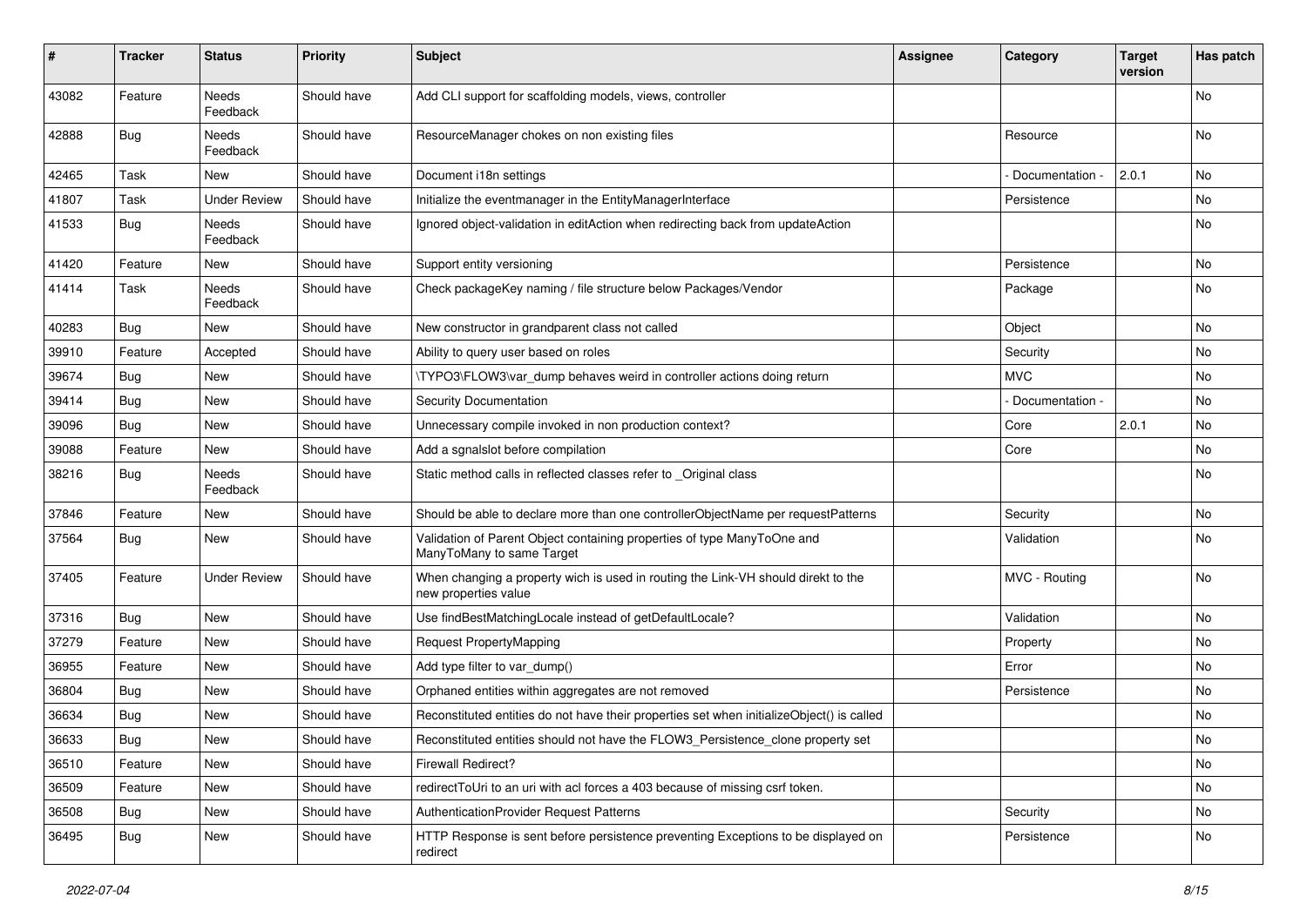| # | Tracker | Status | Priority | Subject | Assignee | Category | Target version | Has patch |
|---|---|---|---|---|---|---|---|---|
| 43082 | Feature | Needs Feedback | Should have | Add CLI support for scaffolding models, views, controller | | | | No |
| 42888 | Bug | Needs Feedback | Should have | ResourceManager chokes on non existing files | | Resource | | No |
| 42465 | Task | New | Should have | Document i18n settings | | - Documentation - | 2.0.1 | No |
| 41807 | Task | Under Review | Should have | Initialize the eventmanager in the EntityManagerInterface | | Persistence | | No |
| 41533 | Bug | Needs Feedback | Should have | Ignored object-validation in editAction when redirecting back from updateAction | | | | No |
| 41420 | Feature | New | Should have | Support entity versioning | | Persistence | | No |
| 41414 | Task | Needs Feedback | Should have | Check packageKey naming / file structure below Packages/Vendor | | Package | | No |
| 40283 | Bug | New | Should have | New constructor in grandparent class not called | | Object | | No |
| 39910 | Feature | Accepted | Should have | Ability to query user based on roles | | Security | | No |
| 39674 | Bug | New | Should have | \TYPO3\FLOW3\var_dump behaves weird in controller actions doing return | | MVC | | No |
| 39414 | Bug | New | Should have | Security Documentation | | - Documentation - | | No |
| 39096 | Bug | New | Should have | Unnecessary compile invoked in non production context? | | Core | 2.0.1 | No |
| 39088 | Feature | New | Should have | Add a sgnalslot before compilation | | Core | | No |
| 38216 | Bug | Needs Feedback | Should have | Static method calls in reflected classes refer to _Original class | | | | No |
| 37846 | Feature | New | Should have | Should be able to declare more than one controllerObjectName per requestPatterns | | Security | | No |
| 37564 | Bug | New | Should have | Validation of Parent Object containing properties of type ManyToOne and ManyToMany to same Target | | Validation | | No |
| 37405 | Feature | Under Review | Should have | When changing a property wich is used in routing the Link-VH should direkt to the new properties value | | MVC - Routing | | No |
| 37316 | Bug | New | Should have | Use findBestMatchingLocale instead of getDefaultLocale? | | Validation | | No |
| 37279 | Feature | New | Should have | Request PropertyMapping | | Property | | No |
| 36955 | Feature | New | Should have | Add type filter to var_dump() | | Error | | No |
| 36804 | Bug | New | Should have | Orphaned entities within aggregates are not removed | | Persistence | | No |
| 36634 | Bug | New | Should have | Reconstituted entities do not have their properties set when initializeObject() is called | | | | No |
| 36633 | Bug | New | Should have | Reconstituted entities should not have the FLOW3_Persistence_clone property set | | | | No |
| 36510 | Feature | New | Should have | Firewall Redirect? | | | | No |
| 36509 | Feature | New | Should have | redirectToUri to an uri with acl forces a 403 because of missing csrf token. | | | | No |
| 36508 | Bug | New | Should have | AuthenticationProvider Request Patterns | | Security | | No |
| 36495 | Bug | New | Should have | HTTP Response is sent before persistence preventing Exceptions to be displayed on redirect | | Persistence | | No |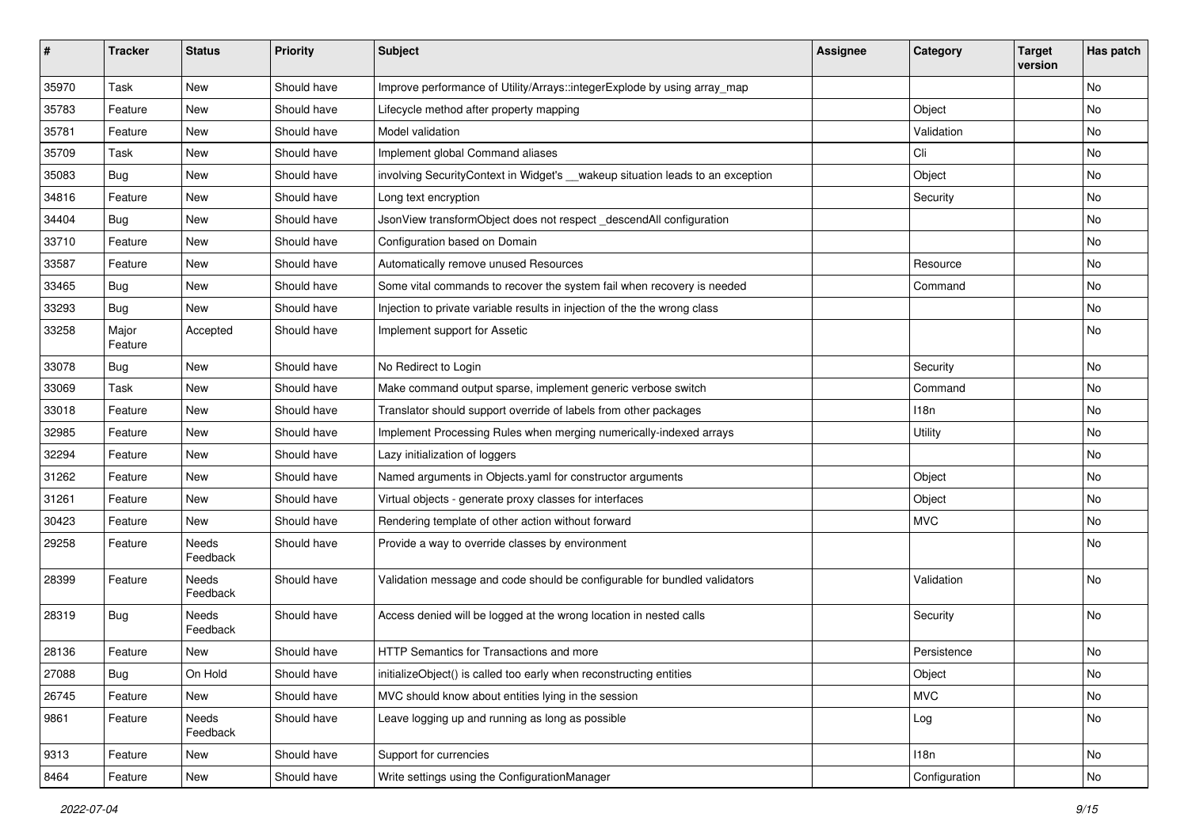| # | Tracker | Status | Priority | Subject | Assignee | Category | Target version | Has patch |
|---|---|---|---|---|---|---|---|---|
| 35970 | Task | New | Should have | Improve performance of Utility/Arrays::integerExplode by using array_map | | | | No |
| 35783 | Feature | New | Should have | Lifecycle method after property mapping | | Object | | No |
| 35781 | Feature | New | Should have | Model validation | | Validation | | No |
| 35709 | Task | New | Should have | Implement global Command aliases | | Cli | | No |
| 35083 | Bug | New | Should have | involving SecurityContext in Widget's __wakeup situation leads to an exception | | Object | | No |
| 34816 | Feature | New | Should have | Long text encryption | | Security | | No |
| 34404 | Bug | New | Should have | JsonView transformObject does not respect _descendAll configuration | | | | No |
| 33710 | Feature | New | Should have | Configuration based on Domain | | | | No |
| 33587 | Feature | New | Should have | Automatically remove unused Resources | | Resource | | No |
| 33465 | Bug | New | Should have | Some vital commands to recover the system fail when recovery is needed | | Command | | No |
| 33293 | Bug | New | Should have | Injection to private variable results in injection of the the wrong class | | | | No |
| 33258 | Major Feature | Accepted | Should have | Implement support for Assetic | | | | No |
| 33078 | Bug | New | Should have | No Redirect to Login | | Security | | No |
| 33069 | Task | New | Should have | Make command output sparse, implement generic verbose switch | | Command | | No |
| 33018 | Feature | New | Should have | Translator should support override of labels from other packages | | I18n | | No |
| 32985 | Feature | New | Should have | Implement Processing Rules when merging numerically-indexed arrays | | Utility | | No |
| 32294 | Feature | New | Should have | Lazy initialization of loggers | | | | No |
| 31262 | Feature | New | Should have | Named arguments in Objects.yaml for constructor arguments | | Object | | No |
| 31261 | Feature | New | Should have | Virtual objects - generate proxy classes for interfaces | | Object | | No |
| 30423 | Feature | New | Should have | Rendering template of other action without forward | | MVC | | No |
| 29258 | Feature | Needs Feedback | Should have | Provide a way to override classes by environment | | | | No |
| 28399 | Feature | Needs Feedback | Should have | Validation message and code should be configurable for bundled validators | | Validation | | No |
| 28319 | Bug | Needs Feedback | Should have | Access denied will be logged at the wrong location in nested calls | | Security | | No |
| 28136 | Feature | New | Should have | HTTP Semantics for Transactions and more | | Persistence | | No |
| 27088 | Bug | On Hold | Should have | initializeObject() is called too early when reconstructing entities | | Object | | No |
| 26745 | Feature | New | Should have | MVC should know about entities lying in the session | | MVC | | No |
| 9861 | Feature | Needs Feedback | Should have | Leave logging up and running as long as possible | | Log | | No |
| 9313 | Feature | New | Should have | Support for currencies | | I18n | | No |
| 8464 | Feature | New | Should have | Write settings using the ConfigurationManager | | Configuration | | No |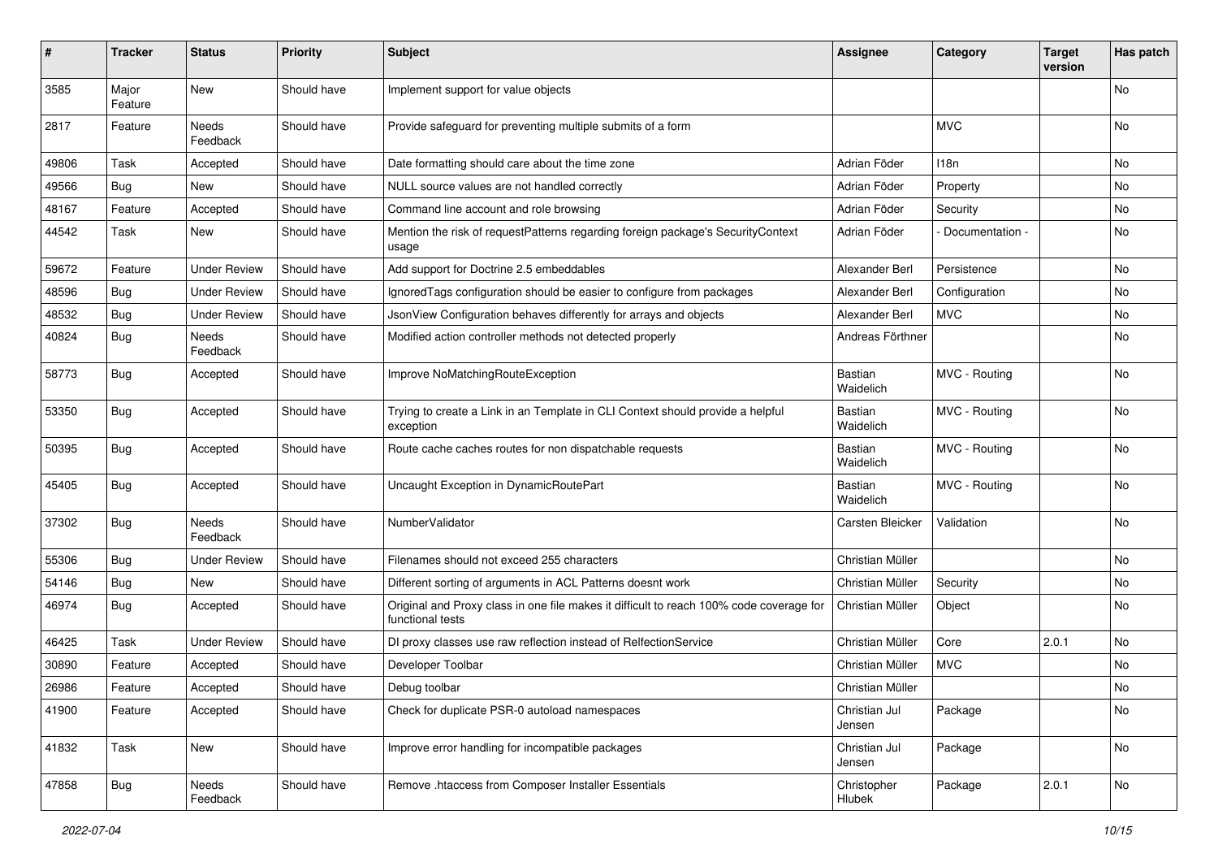| # | Tracker | Status | Priority | Subject | Assignee | Category | Target version | Has patch |
|---|---|---|---|---|---|---|---|---|
| 3585 | Major Feature | New | Should have | Implement support for value objects | | | | No |
| 2817 | Feature | Needs Feedback | Should have | Provide safeguard for preventing multiple submits of a form | | MVC | | No |
| 49806 | Task | Accepted | Should have | Date formatting should care about the time zone | Adrian Föder | I18n | | No |
| 49566 | Bug | New | Should have | NULL source values are not handled correctly | Adrian Föder | Property | | No |
| 48167 | Feature | Accepted | Should have | Command line account and role browsing | Adrian Föder | Security | | No |
| 44542 | Task | New | Should have | Mention the risk of requestPatterns regarding foreign package's SecurityContext usage | Adrian Föder | - Documentation - | | No |
| 59672 | Feature | Under Review | Should have | Add support for Doctrine 2.5 embeddables | Alexander Berl | Persistence | | No |
| 48596 | Bug | Under Review | Should have | IgnoredTags configuration should be easier to configure from packages | Alexander Berl | Configuration | | No |
| 48532 | Bug | Under Review | Should have | JsonView Configuration behaves differently for arrays and objects | Alexander Berl | MVC | | No |
| 40824 | Bug | Needs Feedback | Should have | Modified action controller methods not detected properly | Andreas Förthner | | | No |
| 58773 | Bug | Accepted | Should have | Improve NoMatchingRouteException | Bastian Waidelich | MVC - Routing | | No |
| 53350 | Bug | Accepted | Should have | Trying to create a Link in an Template in CLI Context should provide a helpful exception | Bastian Waidelich | MVC - Routing | | No |
| 50395 | Bug | Accepted | Should have | Route cache caches routes for non dispatchable requests | Bastian Waidelich | MVC - Routing | | No |
| 45405 | Bug | Accepted | Should have | Uncaught Exception in DynamicRoutePart | Bastian Waidelich | MVC - Routing | | No |
| 37302 | Bug | Needs Feedback | Should have | NumberValidator | Carsten Bleicker | Validation | | No |
| 55306 | Bug | Under Review | Should have | Filenames should not exceed 255 characters | Christian Müller | | | No |
| 54146 | Bug | New | Should have | Different sorting of arguments in ACL Patterns doesnt work | Christian Müller | Security | | No |
| 46974 | Bug | Accepted | Should have | Original and Proxy class in one file makes it difficult to reach 100% code coverage for functional tests | Christian Müller | Object | | No |
| 46425 | Task | Under Review | Should have | DI proxy classes use raw reflection instead of RelfectionService | Christian Müller | Core | 2.0.1 | No |
| 30890 | Feature | Accepted | Should have | Developer Toolbar | Christian Müller | MVC | | No |
| 26986 | Feature | Accepted | Should have | Debug toolbar | Christian Müller | | | No |
| 41900 | Feature | Accepted | Should have | Check for duplicate PSR-0 autoload namespaces | Christian Jul Jensen | Package | | No |
| 41832 | Task | New | Should have | Improve error handling for incompatible packages | Christian Jul Jensen | Package | | No |
| 47858 | Bug | Needs Feedback | Should have | Remove .htaccess from Composer Installer Essentials | Christopher Hlubek | Package | 2.0.1 | No |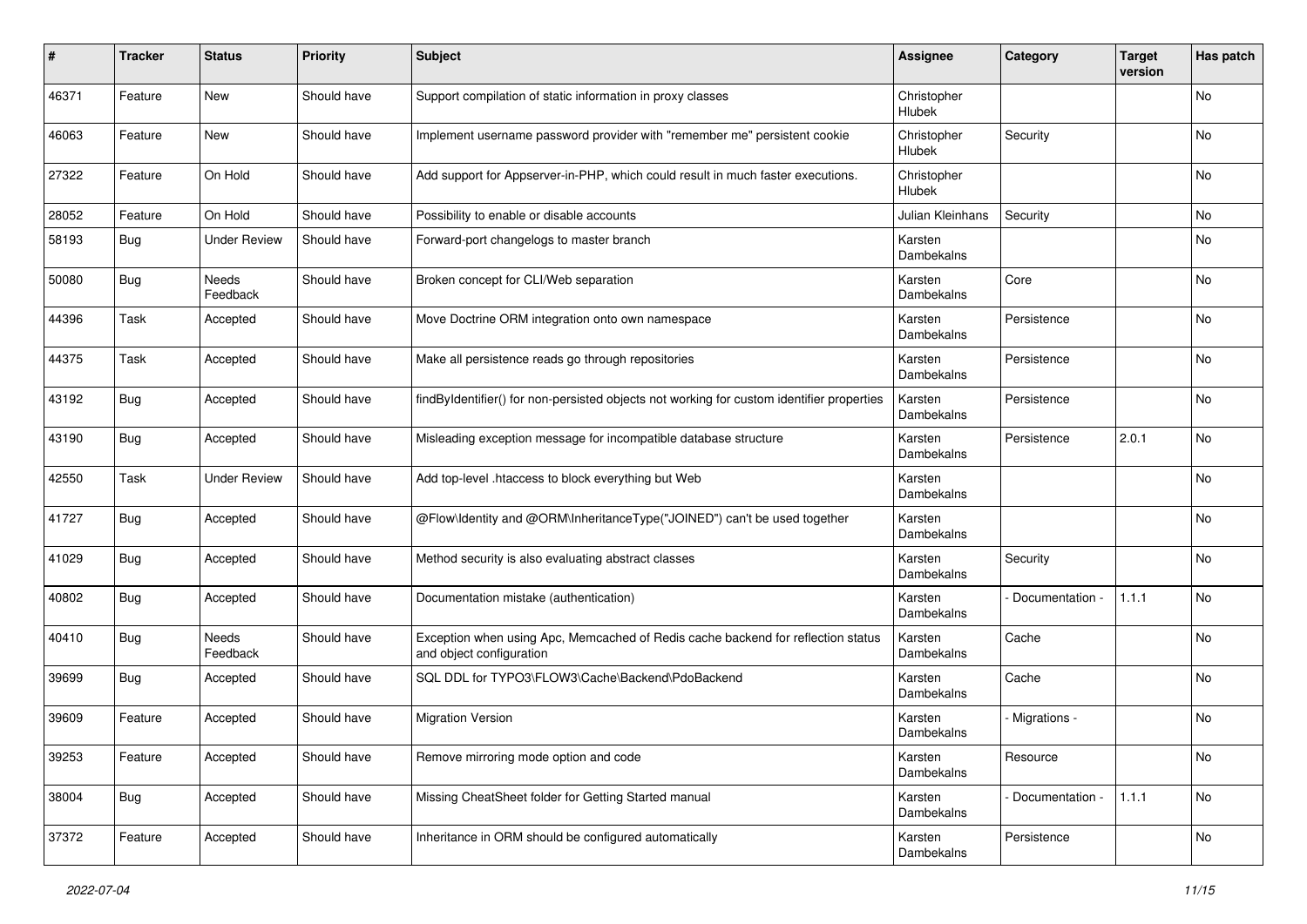| # | Tracker | Status | Priority | Subject | Assignee | Category | Target version | Has patch |
|---|---|---|---|---|---|---|---|---|
| 46371 | Feature | New | Should have | Support compilation of static information in proxy classes | Christopher Hlubek | | | No |
| 46063 | Feature | New | Should have | Implement username password provider with "remember me" persistent cookie | Christopher Hlubek | Security | | No |
| 27322 | Feature | On Hold | Should have | Add support for Appserver-in-PHP, which could result in much faster executions. | Christopher Hlubek | | | No |
| 28052 | Feature | On Hold | Should have | Possibility to enable or disable accounts | Julian Kleinhans | Security | | No |
| 58193 | Bug | Under Review | Should have | Forward-port changelogs to master branch | Karsten Dambekalns | | | No |
| 50080 | Bug | Needs Feedback | Should have | Broken concept for CLI/Web separation | Karsten Dambekalns | Core | | No |
| 44396 | Task | Accepted | Should have | Move Doctrine ORM integration onto own namespace | Karsten Dambekalns | Persistence | | No |
| 44375 | Task | Accepted | Should have | Make all persistence reads go through repositories | Karsten Dambekalns | Persistence | | No |
| 43192 | Bug | Accepted | Should have | findByIdentifier() for non-persisted objects not working for custom identifier properties | Karsten Dambekalns | Persistence | | No |
| 43190 | Bug | Accepted | Should have | Misleading exception message for incompatible database structure | Karsten Dambekalns | Persistence | 2.0.1 | No |
| 42550 | Task | Under Review | Should have | Add top-level .htaccess to block everything but Web | Karsten Dambekalns | | | No |
| 41727 | Bug | Accepted | Should have | @Flow\Identity and @ORM\InheritanceType("JOINED") can't be used together | Karsten Dambekalns | | | No |
| 41029 | Bug | Accepted | Should have | Method security is also evaluating abstract classes | Karsten Dambekalns | Security | | No |
| 40802 | Bug | Accepted | Should have | Documentation mistake (authentication) | Karsten Dambekalns | - Documentation - | 1.1.1 | No |
| 40410 | Bug | Needs Feedback | Should have | Exception when using Apc, Memcached of Redis cache backend for reflection status and object configuration | Karsten Dambekalns | Cache | | No |
| 39699 | Bug | Accepted | Should have | SQL DDL for TYPO3\FLOW3\Cache\Backend\PdoBackend | Karsten Dambekalns | Cache | | No |
| 39609 | Feature | Accepted | Should have | Migration Version | Karsten Dambekalns | - Migrations - | | No |
| 39253 | Feature | Accepted | Should have | Remove mirroring mode option and code | Karsten Dambekalns | Resource | | No |
| 38004 | Bug | Accepted | Should have | Missing CheatSheet folder for Getting Started manual | Karsten Dambekalns | - Documentation - | 1.1.1 | No |
| 37372 | Feature | Accepted | Should have | Inheritance in ORM should be configured automatically | Karsten Dambekalns | Persistence | | No |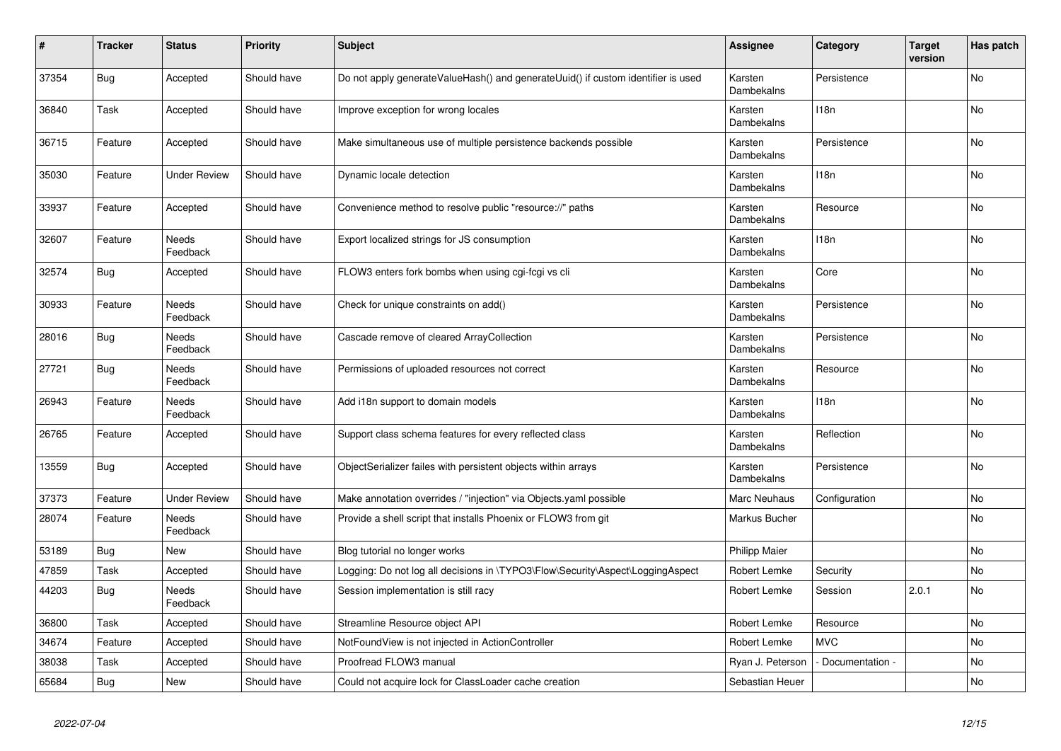| # | Tracker | Status | Priority | Subject | Assignee | Category | Target version | Has patch |
|---|---|---|---|---|---|---|---|---|
| 37354 | Bug | Accepted | Should have | Do not apply generateValueHash() and generateUuid() if custom identifier is used | Karsten Dambekalns | Persistence | | No |
| 36840 | Task | Accepted | Should have | Improve exception for wrong locales | Karsten Dambekalns | I18n | | No |
| 36715 | Feature | Accepted | Should have | Make simultaneous use of multiple persistence backends possible | Karsten Dambekalns | Persistence | | No |
| 35030 | Feature | Under Review | Should have | Dynamic locale detection | Karsten Dambekalns | I18n | | No |
| 33937 | Feature | Accepted | Should have | Convenience method to resolve public "resource://" paths | Karsten Dambekalns | Resource | | No |
| 32607 | Feature | Needs Feedback | Should have | Export localized strings for JS consumption | Karsten Dambekalns | I18n | | No |
| 32574 | Bug | Accepted | Should have | FLOW3 enters fork bombs when using cgi-fcgi vs cli | Karsten Dambekalns | Core | | No |
| 30933 | Feature | Needs Feedback | Should have | Check for unique constraints on add() | Karsten Dambekalns | Persistence | | No |
| 28016 | Bug | Needs Feedback | Should have | Cascade remove of cleared ArrayCollection | Karsten Dambekalns | Persistence | | No |
| 27721 | Bug | Needs Feedback | Should have | Permissions of uploaded resources not correct | Karsten Dambekalns | Resource | | No |
| 26943 | Feature | Needs Feedback | Should have | Add i18n support to domain models | Karsten Dambekalns | I18n | | No |
| 26765 | Feature | Accepted | Should have | Support class schema features for every reflected class | Karsten Dambekalns | Reflection | | No |
| 13559 | Bug | Accepted | Should have | ObjectSerializer failes with persistent objects within arrays | Karsten Dambekalns | Persistence | | No |
| 37373 | Feature | Under Review | Should have | Make annotation overrides / "injection" via Objects.yaml possible | Marc Neuhaus | Configuration | | No |
| 28074 | Feature | Needs Feedback | Should have | Provide a shell script that installs Phoenix or FLOW3 from git | Markus Bucher | | | No |
| 53189 | Bug | New | Should have | Blog tutorial no longer works | Philipp Maier | | | No |
| 47859 | Task | Accepted | Should have | Logging: Do not log all decisions in \TYPO3\Flow\Security\Aspect\LoggingAspect | Robert Lemke | Security | | No |
| 44203 | Bug | Needs Feedback | Should have | Session implementation is still racy | Robert Lemke | Session | 2.0.1 | No |
| 36800 | Task | Accepted | Should have | Streamline Resource object API | Robert Lemke | Resource | | No |
| 34674 | Feature | Accepted | Should have | NotFoundView is not injected in ActionController | Robert Lemke | MVC | | No |
| 38038 | Task | Accepted | Should have | Proofread FLOW3 manual | Ryan J. Peterson | - Documentation - | | No |
| 65684 | Bug | New | Should have | Could not acquire lock for ClassLoader cache creation | Sebastian Heuer | | | No |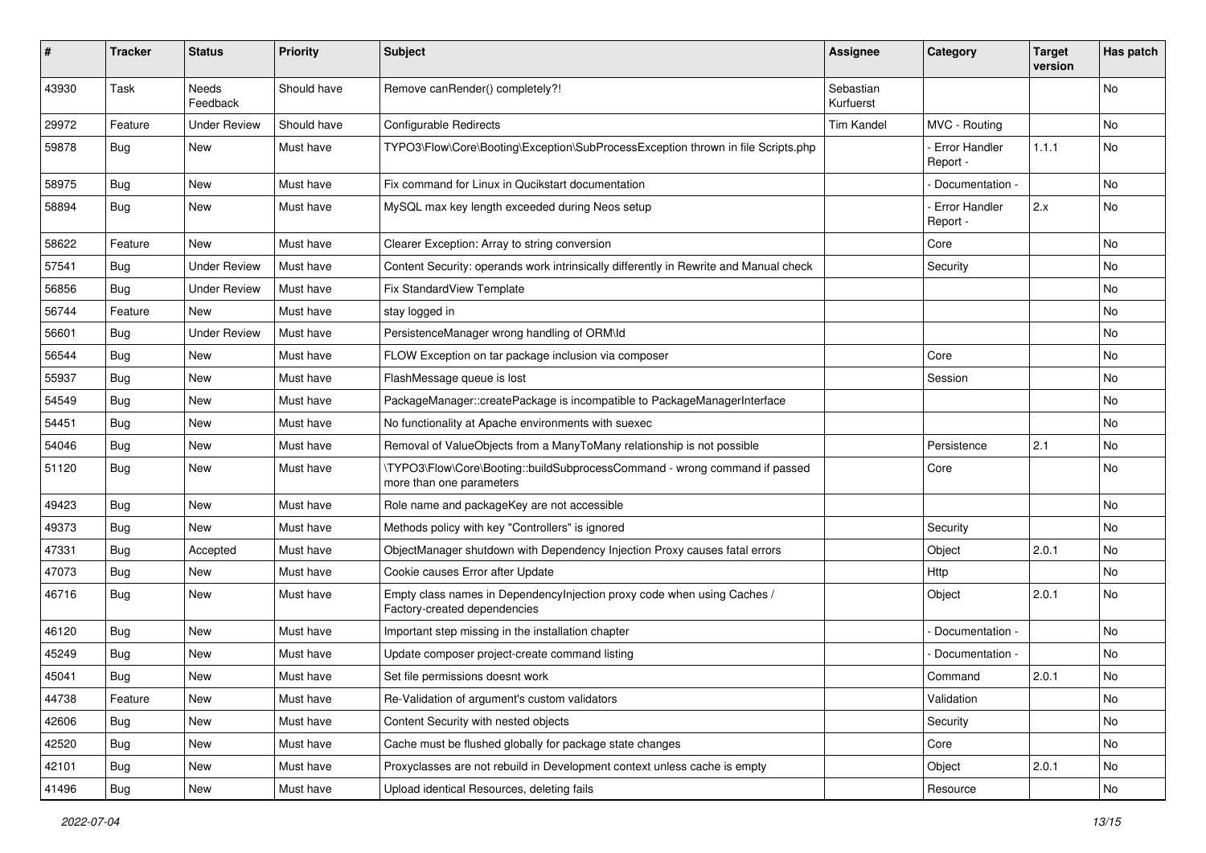| # | Tracker | Status | Priority | Subject | Assignee | Category | Target version | Has patch |
|---|---|---|---|---|---|---|---|---|
| 43930 | Task | Needs Feedback | Should have | Remove canRender() completely?! | Sebastian Kurfuerst | | | No |
| 29972 | Feature | Under Review | Should have | Configurable Redirects | Tim Kandel | MVC - Routing | | No |
| 59878 | Bug | New | Must have | TYPO3\Flow\Core\Booting\Exception\SubProcessException thrown in file Scripts.php | | - Error Handler Report - | 1.1.1 | No |
| 58975 | Bug | New | Must have | Fix command for Linux in Qucikstart documentation | | - Documentation - | | No |
| 58894 | Bug | New | Must have | MySQL max key length exceeded during Neos setup | | - Error Handler Report - | 2.x | No |
| 58622 | Feature | New | Must have | Clearer Exception: Array to string conversion | | Core | | No |
| 57541 | Bug | Under Review | Must have | Content Security: operands work intrinsically differently in Rewrite and Manual check | | Security | | No |
| 56856 | Bug | Under Review | Must have | Fix StandardView Template | | | | No |
| 56744 | Feature | New | Must have | stay logged in | | | | No |
| 56601 | Bug | Under Review | Must have | PersistenceManager wrong handling of ORM\Id | | | | No |
| 56544 | Bug | New | Must have | FLOW Exception on tar package inclusion via composer | | Core | | No |
| 55937 | Bug | New | Must have | FlashMessage queue is lost | | Session | | No |
| 54549 | Bug | New | Must have | PackageManager::createPackage is incompatible to PackageManagerInterface | | | | No |
| 54451 | Bug | New | Must have | No functionality at Apache environments with suexec | | | | No |
| 54046 | Bug | New | Must have | Removal of ValueObjects from a ManyToMany relationship is not possible | | Persistence | 2.1 | No |
| 51120 | Bug | New | Must have | \TYPO3\Flow\Core\Booting::buildSubprocessCommand - wrong command if passed more than one parameters | | Core | | No |
| 49423 | Bug | New | Must have | Role name and packageKey are not accessible | | | | No |
| 49373 | Bug | New | Must have | Methods policy with key "Controllers" is ignored | | Security | | No |
| 47331 | Bug | Accepted | Must have | ObjectManager shutdown with Dependency Injection Proxy causes fatal errors | | Object | 2.0.1 | No |
| 47073 | Bug | New | Must have | Cookie causes Error after Update | | Http | | No |
| 46716 | Bug | New | Must have | Empty class names in DependencyInjection proxy code when using Caches / Factory-created dependencies | | Object | 2.0.1 | No |
| 46120 | Bug | New | Must have | Important step missing in the installation chapter | | - Documentation - | | No |
| 45249 | Bug | New | Must have | Update composer project-create command listing | | - Documentation - | | No |
| 45041 | Bug | New | Must have | Set file permissions doesnt work | | Command | 2.0.1 | No |
| 44738 | Feature | New | Must have | Re-Validation of argument's custom validators | | Validation | | No |
| 42606 | Bug | New | Must have | Content Security with nested objects | | Security | | No |
| 42520 | Bug | New | Must have | Cache must be flushed globally for package state changes | | Core | | No |
| 42101 | Bug | New | Must have | Proxyclasses are not rebuild in Development context unless cache is empty | | Object | 2.0.1 | No |
| 41496 | Bug | New | Must have | Upload identical Resources, deleting fails | | Resource | | No |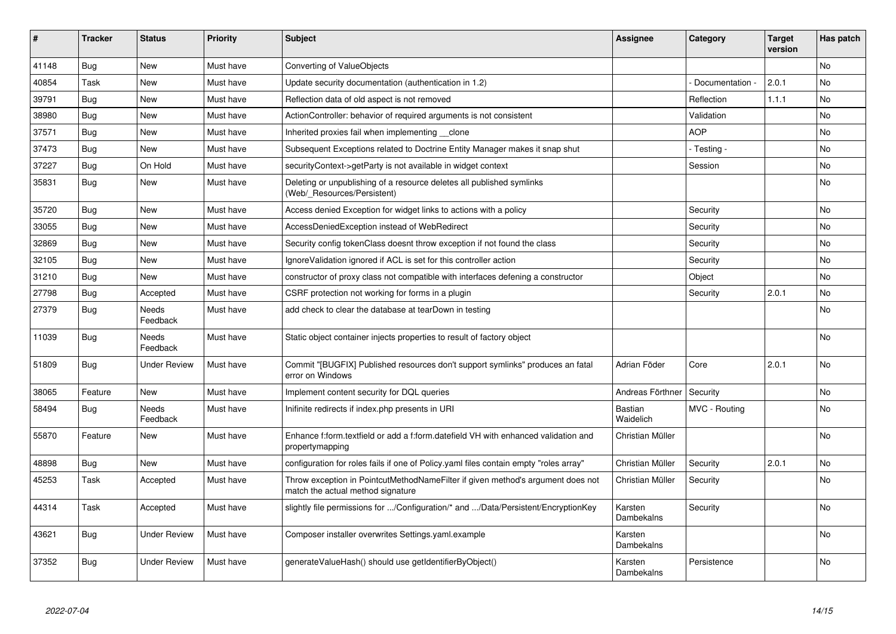| # | Tracker | Status | Priority | Subject | Assignee | Category | Target version | Has patch |
|---|---|---|---|---|---|---|---|---|
| 41148 | Bug | New | Must have | Converting of ValueObjects | | | | No |
| 40854 | Task | New | Must have | Update security documentation (authentication in 1.2) | | - Documentation - | 2.0.1 | No |
| 39791 | Bug | New | Must have | Reflection data of old aspect is not removed | | Reflection | 1.1.1 | No |
| 38980 | Bug | New | Must have | ActionController: behavior of required arguments is not consistent | | Validation | | No |
| 37571 | Bug | New | Must have | Inherited proxies fail when implementing __clone | | AOP | | No |
| 37473 | Bug | New | Must have | Subsequent Exceptions related to Doctrine Entity Manager makes it snap shut | | - Testing - | | No |
| 37227 | Bug | On Hold | Must have | securityContext->getParty is not available in widget context | | Session | | No |
| 35831 | Bug | New | Must have | Deleting or unpublishing of a resource deletes all published symlinks (Web/_Resources/Persistent) | | | | No |
| 35720 | Bug | New | Must have | Access denied Exception for widget links to actions with a policy | | Security | | No |
| 33055 | Bug | New | Must have | AccessDeniedException instead of WebRedirect | | Security | | No |
| 32869 | Bug | New | Must have | Security config tokenClass doesnt throw exception if not found the class | | Security | | No |
| 32105 | Bug | New | Must have | IgnoreValidation ignored if ACL is set for this controller action | | Security | | No |
| 31210 | Bug | New | Must have | constructor of proxy class not compatible with interfaces defening a constructor | | Object | | No |
| 27798 | Bug | Accepted | Must have | CSRF protection not working for forms in a plugin | | Security | 2.0.1 | No |
| 27379 | Bug | Needs Feedback | Must have | add check to clear the database at tearDown in testing | | | | No |
| 11039 | Bug | Needs Feedback | Must have | Static object container injects properties to result of factory object | | | | No |
| 51809 | Bug | Under Review | Must have | Commit "[BUGFIX] Published resources don't support symlinks" produces an fatal error on Windows | Adrian Föder | Core | 2.0.1 | No |
| 38065 | Feature | New | Must have | Implement content security for DQL queries | Andreas Förthner | Security | | No |
| 58494 | Bug | Needs Feedback | Must have | Inifinite redirects if index.php presents in URI | Bastian Waidelich | MVC - Routing | | No |
| 55870 | Feature | New | Must have | Enhance f:form.textfield or add a f:form.datefield VH with enhanced validation and propertymapping | Christian Müller | | | No |
| 48898 | Bug | New | Must have | configuration for roles fails if one of Policy.yaml files contain empty "roles array" | Christian Müller | Security | 2.0.1 | No |
| 45253 | Task | Accepted | Must have | Throw exception in PointcutMethodNameFilter if given method's argument does not match the actual method signature | Christian Müller | Security | | No |
| 44314 | Task | Accepted | Must have | slightly file permissions for .../Configuration/* and .../Data/Persistent/EncryptionKey | Karsten Dambekalns | Security | | No |
| 43621 | Bug | Under Review | Must have | Composer installer overwrites Settings.yaml.example | Karsten Dambekalns | | | No |
| 37352 | Bug | Under Review | Must have | generateValueHash() should use getIdentifierByObject() | Karsten Dambekalns | Persistence | | No |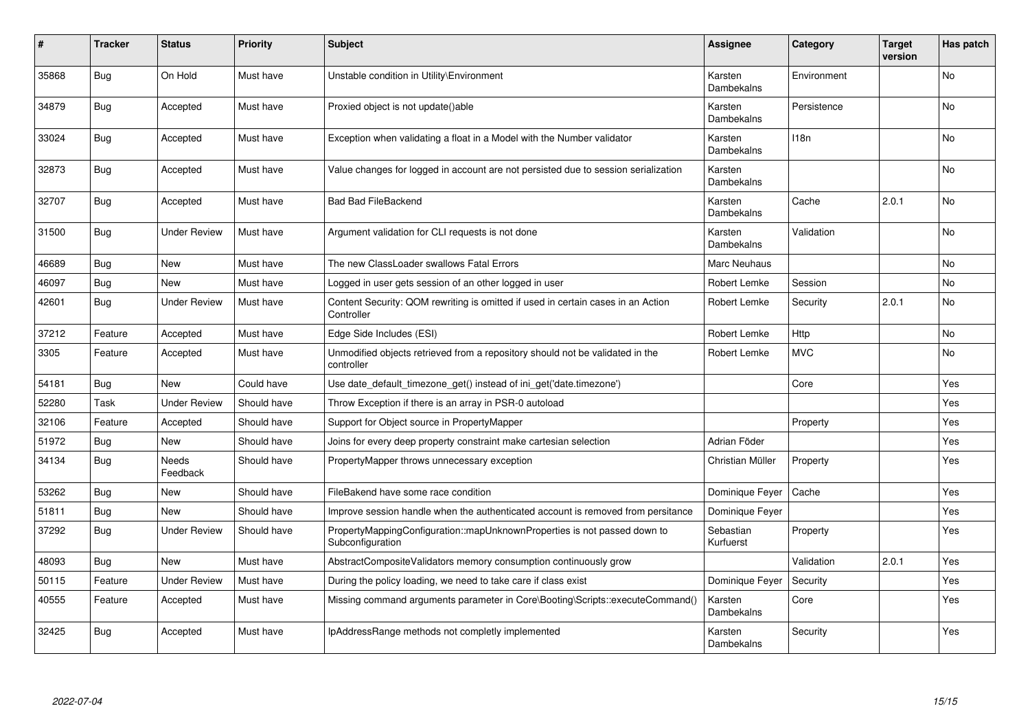| # | Tracker | Status | Priority | Subject | Assignee | Category | Target version | Has patch |
|---|---|---|---|---|---|---|---|---|
| 35868 | Bug | On Hold | Must have | Unstable condition in Utility\Environment | Karsten Dambekalns | Environment | | No |
| 34879 | Bug | Accepted | Must have | Proxied object is not update()able | Karsten Dambekalns | Persistence | | No |
| 33024 | Bug | Accepted | Must have | Exception when validating a float in a Model with the Number validator | Karsten Dambekalns | I18n | | No |
| 32873 | Bug | Accepted | Must have | Value changes for logged in account are not persisted due to session serialization | Karsten Dambekalns | | | No |
| 32707 | Bug | Accepted | Must have | Bad Bad FileBackend | Karsten Dambekalns | Cache | 2.0.1 | No |
| 31500 | Bug | Under Review | Must have | Argument validation for CLI requests is not done | Karsten Dambekalns | Validation | | No |
| 46689 | Bug | New | Must have | The new ClassLoader swallows Fatal Errors | Marc Neuhaus | | | No |
| 46097 | Bug | New | Must have | Logged in user gets session of an other logged in user | Robert Lemke | Session | | No |
| 42601 | Bug | Under Review | Must have | Content Security: QOM rewriting is omitted if used in certain cases in an Action Controller | Robert Lemke | Security | 2.0.1 | No |
| 37212 | Feature | Accepted | Must have | Edge Side Includes (ESI) | Robert Lemke | Http | | No |
| 3305 | Feature | Accepted | Must have | Unmodified objects retrieved from a repository should not be validated in the controller | Robert Lemke | MVC | | No |
| 54181 | Bug | New | Could have | Use date_default_timezone_get() instead of ini_get('date.timezone') | | Core | | Yes |
| 52280 | Task | Under Review | Should have | Throw Exception if there is an array in PSR-0 autoload | | | | Yes |
| 32106 | Feature | Accepted | Should have | Support for Object source in PropertyMapper | | Property | | Yes |
| 51972 | Bug | New | Should have | Joins for every deep property constraint make cartesian selection | Adrian Föder | | | Yes |
| 34134 | Bug | Needs Feedback | Should have | PropertyMapper throws unnecessary exception | Christian Müller | Property | | Yes |
| 53262 | Bug | New | Should have | FileBakend have some race condition | Dominique Feyer | Cache | | Yes |
| 51811 | Bug | New | Should have | Improve session handle when the authenticated account is removed from persitance | Dominique Feyer | | | Yes |
| 37292 | Bug | Under Review | Should have | PropertyMappingConfiguration::mapUnknownProperties is not passed down to Subconfiguration | Sebastian Kurfuerst | Property | | Yes |
| 48093 | Bug | New | Must have | AbstractCompositeValidators memory consumption continuously grow | | Validation | 2.0.1 | Yes |
| 50115 | Feature | Under Review | Must have | During the policy loading, we need to take care if class exist | Dominique Feyer | Security | | Yes |
| 40555 | Feature | Accepted | Must have | Missing command arguments parameter in Core\Booting\Scripts::executeCommand() | Karsten Dambekalns | Core | | Yes |
| 32425 | Bug | Accepted | Must have | IpAddressRange methods not completly implemented | Karsten Dambekalns | Security | | Yes |